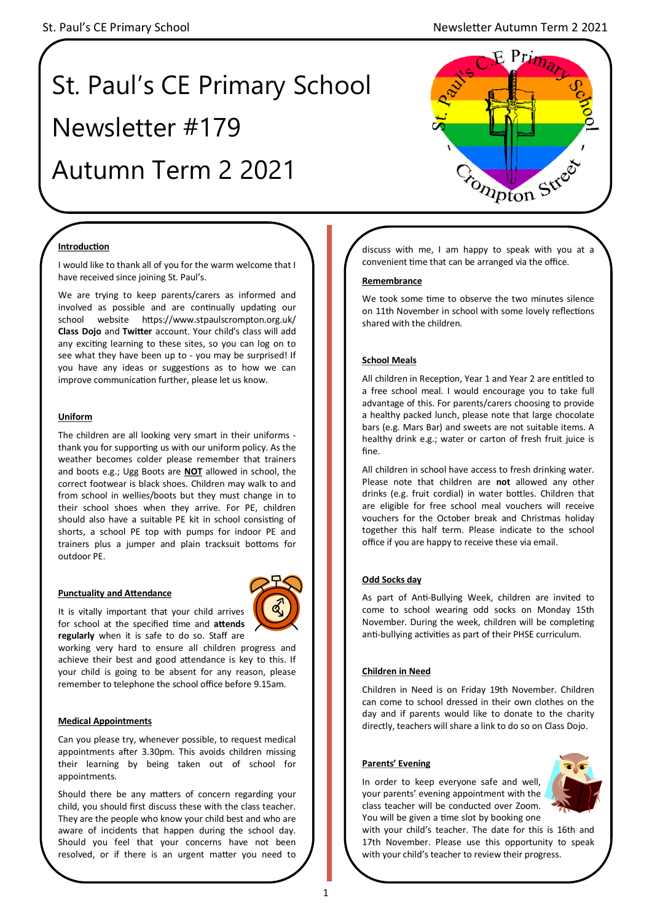# St. Paul's CE Primary School

# Newsletter #179

# Autumn Term 2 2021

## Introduction

I would like to thank all of you for the warm welcome that I have received since joining St. Paul's.

We are trying to keep parents/carers as informed and involved as possible and are continually updating our school website https://www.stpaulscrompton.org.uk/ **Class Dojo** and **Twitter** account. Your child's class will add any exciting learning to these sites, so you can log on to see what they have been up to - you may be surprised! If you have any ideas or suggestions as to how we can improve communication further, please let us know.

## Uniform

The children are all looking very smart in their uniforms - thank you for supporting us with our uniform policy. As the weather becomes colder please remember that trainers and boots e.g.; Ugg Boots are **NOT** allowed in school, the correct footwear is black shoes. Children may walk to and from school in wellies/boots but they must change in to their school shoes when they arrive. For PE, children should also have a suitable PE kit in school consisting of shorts, a school PE top with pumps for indoor PE and trainers plus a jumper and plain tracksuit bottoms for outdoor PE.

## Punctuality and Attendance

It is vitally important that your child arrives for school at the specified time and **attends regularly** when it is safe to do so. Staff are working very hard to ensure all children progress and achieve their best and good attendance is key to this. If your child is going to be absent for any reason, please remember to telephone the school office before 9.15am.

## Medical Appointments

Can you please try, whenever possible, to request medical appointments after 3.30pm. This avoids children missing their learning by being taken out of school for appointments.

Should there be any matters of concern regarding your child, you should first discuss these with the class teacher. They are the people who know your child best and who are aware of incidents that happen during the school day. Should you feel that your concerns have not been resolved, or if there is an urgent matter you need to discuss with me, I am happy to speak with you at a convenient time that can be arranged via the office.

## Remembrance

We took some time to observe the two minutes silence on 11th November in school with some lovely reflections shared with the children.

## School Meals

All children in Reception, Year 1 and Year 2 are entitled to a free school meal. I would encourage you to take full advantage of this. For parents/carers choosing to provide a healthy packed lunch, please note that large chocolate bars (e.g. Mars Bar) and sweets are not suitable items. A healthy drink e.g.; water or carton of fresh fruit juice is fine.

All children in school have access to fresh drinking water. Please note that children are **not** allowed any other drinks (e.g. fruit cordial) in water bottles. Children that are eligible for free school meal vouchers will receive vouchers for the October break and Christmas holiday together this half term. Please indicate to the school office if you are happy to receive these via email.

## Odd Socks day

As part of Anti-Bullying Week, children are invited to come to school wearing odd socks on Monday 15th November. During the week, children will be completing anti-bullying activities as part of their PHSE curriculum.

## Children in Need

Children in Need is on Friday 19th November. Children can come to school dressed in their own clothes on the day and if parents would like to donate to the charity directly, teachers will share a link to do so on Class Dojo.

## Parents' Evening

In order to keep everyone safe and well, your parents' evening appointment with the class teacher will be conducted over Zoom. You will be given a time slot by booking one with your child's teacher. The date for this is 16th and 17th November. Please use this opportunity to speak with your child's teacher to review their progress.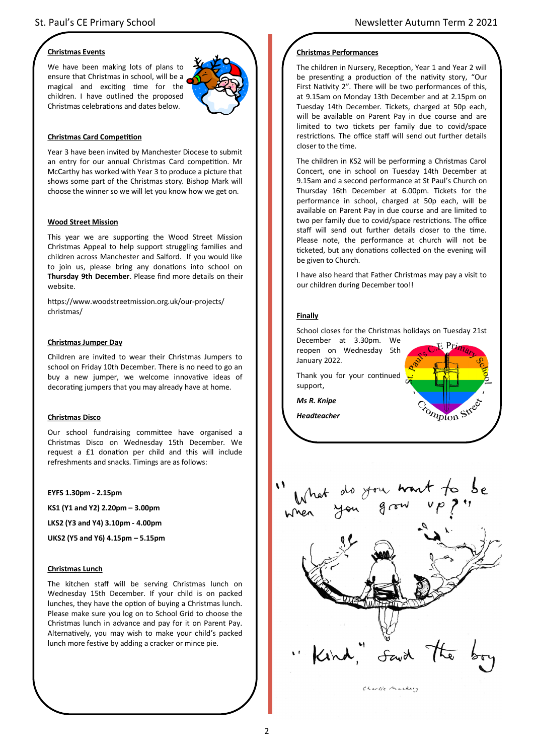## Christmas Events

We have been making lots of plans to ensure that Christmas in school, will be a magical and exciting time for the children. I have outlined the proposed Christmas celebrations and dates below.

## Christmas Card Competition

Year 3 have been invited by Manchester Diocese to submit an entry for our annual Christmas Card competition. Mr McCarthy has worked with Year 3 to produce a picture that shows some part of the Christmas story. Bishop Mark will choose the winner so we will let you know how we get on.

## Wood Street Mission

This year we are supporting the Wood Street Mission Christmas Appeal to help support struggling families and children across Manchester and Salford. If you would like to join us, please bring any donations into school on **Thursday 9th December**. Please find more details on their website.

https://www.woodstreetmission.org.uk/our-projects/christmas/

## Christmas Jumper Day

Children are invited to wear their Christmas Jumpers to school on Friday 10th December. There is no need to go an buy a new jumper, we welcome innovative ideas of decorating jumpers that you may already have at home.

## Christmas Disco

Our school fundraising committee have organised a Christmas Disco on Wednesday 15th December. We request a £1 donation per child and this will include refreshments and snacks. Timings are as follows:

**EYFS 1.30pm - 2.15pm**

**KS1 (Y1 and Y2) 2.20pm – 3.00pm**

**LKS2 (Y3 and Y4) 3.10pm - 4.00pm**

**UKS2 (Y5 and Y6) 4.15pm – 5.15pm**

## Christmas Lunch

The kitchen staff will be serving Christmas lunch on Wednesday 15th December. If your child is on packed lunches, they have the option of buying a Christmas lunch. Please make sure you log on to School Grid to choose the Christmas lunch in advance and pay for it on Parent Pay. Alternatively, you may wish to make your child's packed lunch more festive by adding a cracker or mince pie.

## Christmas Performances

The children in Nursery, Reception, Year 1 and Year 2 will be presenting a production of the nativity story, "Our First Nativity 2". There will be two performances of this, at 9.15am on Monday 13th December and at 2.15pm on Tuesday 14th December. Tickets, charged at 50p each, will be available on Parent Pay in due course and are limited to two tickets per family due to covid/space restrictions. The office staff will send out further details closer to the time.

The children in KS2 will be performing a Christmas Carol Concert, one in school on Tuesday 14th December at 9.15am and a second performance at St Paul's Church on Thursday 16th December at 6.00pm. Tickets for the performance in school, charged at 50p each, will be available on Parent Pay in due course and are limited to two per family due to covid/space restrictions. The office staff will send out further details closer to the time. Please note, the performance at church will not be ticketed, but any donations collected on the evening will be given to Church.

I have also heard that Father Christmas may pay a visit to our children during December too!!

## Finally

School closes for the Christmas holidays on Tuesday 21st December at 3.30pm. We reopen on Wednesday 5th January 2022.

Thank you for your continued support,

***Ms R. Knipe***

***Headteacher***

"What do you want to be when you grow up?"

"Kind," said the boy

Charlie Mackesy